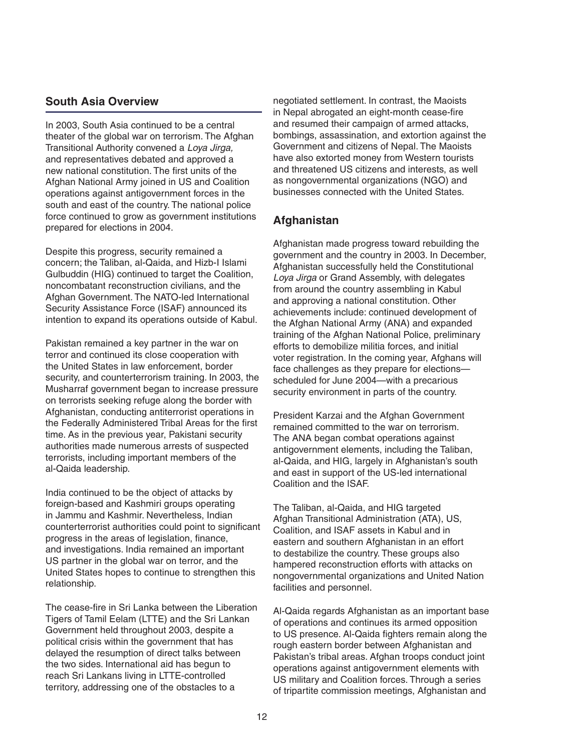## South Asia Overview

In 2003, South Asia continued to be a central theater of the global war on terrorism. The Afghan Transitional Authority convened a *Loya Jirga,* and representatives debated and approved a new national constitution. The first units of the Afghan National Army joined in US and Coalition operations against antigovernment forces in the south and east of the country. The national police force continued to grow as government institutions prepared for elections in 2004.

Despite this progress, security remained a concern; the Taliban, al-Qaida, and Hizb-I Islami Gulbuddin (HIG) continued to target the Coalition, noncombatant reconstruction civilians, and the Afghan Government. The NATO-led International Security Assistance Force (ISAF) announced its intention to expand its operations outside of Kabul.

Pakistan remained a key partner in the war on terror and continued its close cooperation with the United States in law enforcement, border security, and counterterrorism training. In 2003, the Musharraf government began to increase pressure on terrorists seeking refuge along the border with Afghanistan, conducting antiterrorist operations in the Federally Administered Tribal Areas for the first time. As in the previous year, Pakistani security authorities made numerous arrests of suspected terrorists, including important members of the al-Qaida leadership.

India continued to be the object of attacks by foreign-based and Kashmiri groups operating in Jammu and Kashmir. Nevertheless, Indian counterterrorist authorities could point to significant progress in the areas of legislation, finance, and investigations. India remained an important US partner in the global war on terror, and the United States hopes to continue to strengthen this relationship.

The cease-fire in Sri Lanka between the Liberation Tigers of Tamil Eelam (LTTE) and the Sri Lankan Government held throughout 2003, despite a political crisis within the government that has delayed the resumption of direct talks between the two sides. International aid has begun to reach Sri Lankans living in LTTE-controlled territory, addressing one of the obstacles to a negotiated settlement. In contrast, the Maoists in Nepal abrogated an eight-month cease-fire and resumed their campaign of armed attacks, bombings, assassination, and extortion against the Government and citizens of Nepal. The Maoists have also extorted money from Western tourists and threatened US citizens and interests, as well as nongovernmental organizations (NGO) and businesses connected with the United States.

## Afghanistan

Afghanistan made progress toward rebuilding the government and the country in 2003. In December, Afghanistan successfully held the Constitutional *Loya Jirga* or Grand Assembly, with delegates from around the country assembling in Kabul and approving a national constitution. Other achievements include: continued development of the Afghan National Army (ANA) and expanded training of the Afghan National Police, preliminary efforts to demobilize militia forces, and initial voter registration. In the coming year, Afghans will face challenges as they prepare for elections—scheduled for June 2004—with a precarious security environment in parts of the country.

President Karzai and the Afghan Government remained committed to the war on terrorism. The ANA began combat operations against antigovernment elements, including the Taliban, al-Qaida, and HIG, largely in Afghanistan's south and east in support of the US-led international Coalition and the ISAF.

The Taliban, al-Qaida, and HIG targeted Afghan Transitional Administration (ATA), US, Coalition, and ISAF assets in Kabul and in eastern and southern Afghanistan in an effort to destabilize the country. These groups also hampered reconstruction efforts with attacks on nongovernmental organizations and United Nation facilities and personnel.

Al-Qaida regards Afghanistan as an important base of operations and continues its armed opposition to US presence. Al-Qaida fighters remain along the rough eastern border between Afghanistan and Pakistan's tribal areas. Afghan troops conduct joint operations against antigovernment elements with US military and Coalition forces. Through a series of tripartite commission meetings, Afghanistan and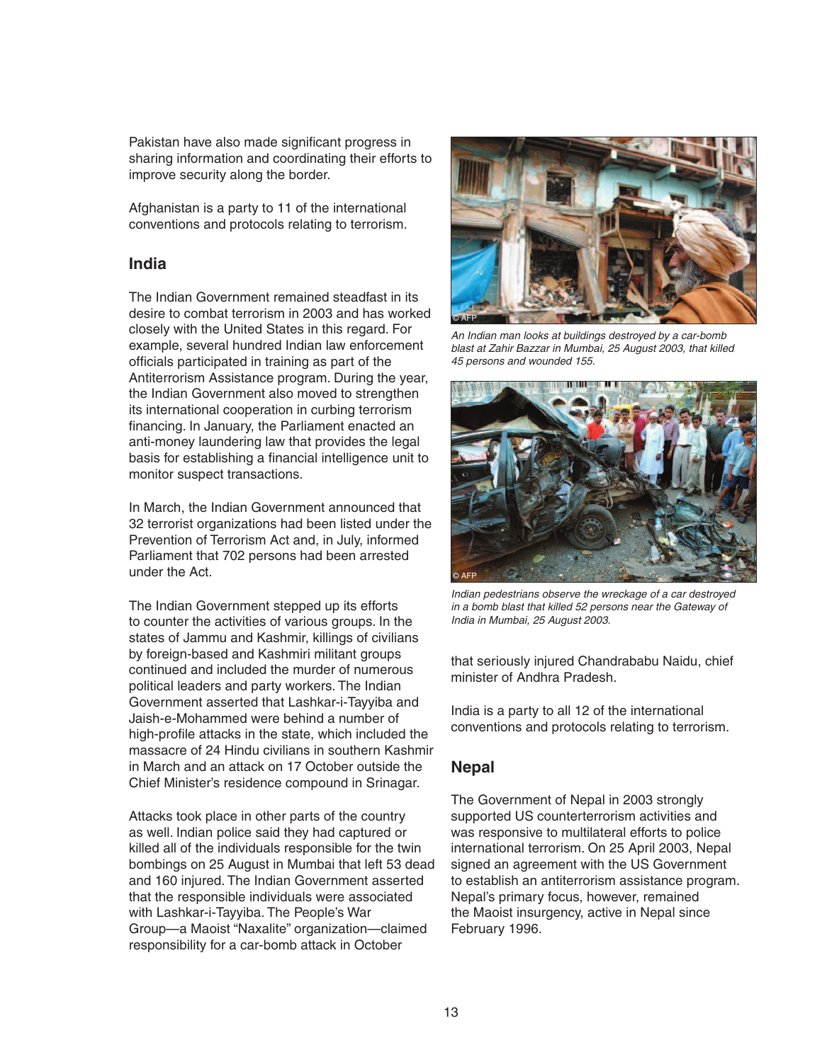Pakistan have also made significant progress in sharing information and coordinating their efforts to improve security along the border.

Afghanistan is a party to 11 of the international conventions and protocols relating to terrorism.

## India

The Indian Government remained steadfast in its desire to combat terrorism in 2003 and has worked closely with the United States in this regard. For example, several hundred Indian law enforcement officials participated in training as part of the Antiterrorism Assistance program. During the year, the Indian Government also moved to strengthen its international cooperation in curbing terrorism financing. In January, the Parliament enacted an anti-money laundering law that provides the legal basis for establishing a financial intelligence unit to monitor suspect transactions.

In March, the Indian Government announced that 32 terrorist organizations had been listed under the Prevention of Terrorism Act and, in July, informed Parliament that 702 persons had been arrested under the Act.

The Indian Government stepped up its efforts to counter the activities of various groups. In the states of Jammu and Kashmir, killings of civilians by foreign-based and Kashmiri militant groups continued and included the murder of numerous political leaders and party workers. The Indian Government asserted that Lashkar-i-Tayyiba and Jaish-e-Mohammed were behind a number of high-profile attacks in the state, which included the massacre of 24 Hindu civilians in southern Kashmir in March and an attack on 17 October outside the Chief Minister's residence compound in Srinagar.

Attacks took place in other parts of the country as well. Indian police said they had captured or killed all of the individuals responsible for the twin bombings on 25 August in Mumbai that left 53 dead and 160 injured. The Indian Government asserted that the responsible individuals were associated with Lashkar-i-Tayyiba. The People's War Group—a Maoist "Naxalite" organization—claimed responsibility for a car-bomb attack in October that seriously injured Chandrababu Naidu, chief minister of Andhra Pradesh.

*An Indian man looks at buildings destroyed by a car-bomb blast at Zahir Bazzar in Mumbai, 25 August 2003, that killed 45 persons and wounded 155.*

*Indian pedestrians observe the wreckage of a car destroyed in a bomb blast that killed 52 persons near the Gateway of India in Mumbai, 25 August 2003.*

India is a party to all 12 of the international conventions and protocols relating to terrorism.

## Nepal

The Government of Nepal in 2003 strongly supported US counterterrorism activities and was responsive to multilateral efforts to police international terrorism. On 25 April 2003, Nepal signed an agreement with the US Government to establish an antiterrorism assistance program. Nepal's primary focus, however, remained the Maoist insurgency, active in Nepal since February 1996.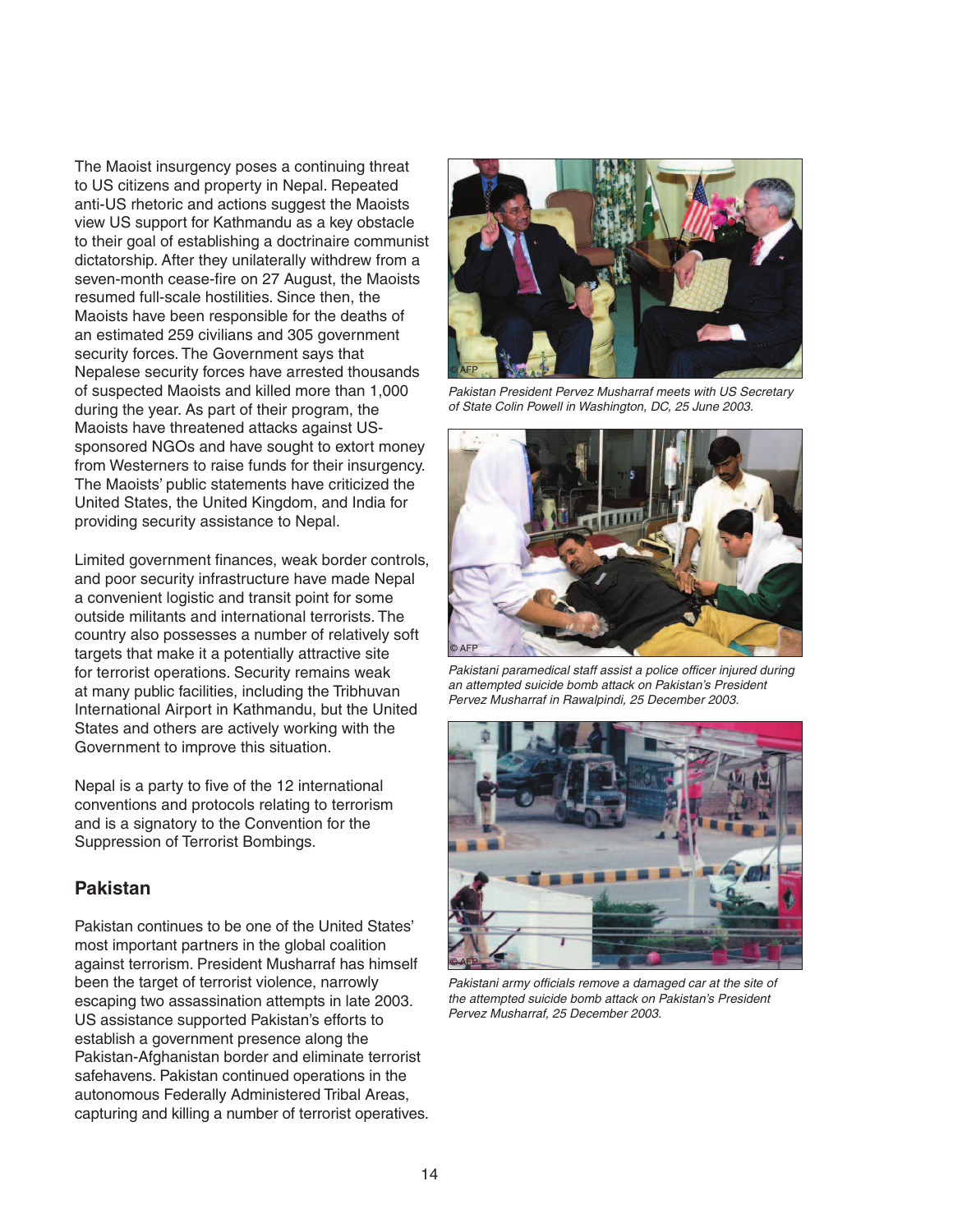The Maoist insurgency poses a continuing threat to US citizens and property in Nepal. Repeated anti-US rhetoric and actions suggest the Maoists view US support for Kathmandu as a key obstacle to their goal of establishing a doctrinaire communist dictatorship. After they unilaterally withdrew from a seven-month cease-fire on 27 August, the Maoists resumed full-scale hostilities. Since then, the Maoists have been responsible for the deaths of an estimated 259 civilians and 305 government security forces. The Government says that Nepalese security forces have arrested thousands of suspected Maoists and killed more than 1,000 during the year. As part of their program, the Maoists have threatened attacks against US-sponsored NGOs and have sought to extort money from Westerners to raise funds for their insurgency. The Maoists' public statements have criticized the United States, the United Kingdom, and India for providing security assistance to Nepal.

Limited government finances, weak border controls, and poor security infrastructure have made Nepal a convenient logistic and transit point for some outside militants and international terrorists. The country also possesses a number of relatively soft targets that make it a potentially attractive site for terrorist operations. Security remains weak at many public facilities, including the Tribhuvan International Airport in Kathmandu, but the United States and others are actively working with the Government to improve this situation.

Nepal is a party to five of the 12 international conventions and protocols relating to terrorism and is a signatory to the Convention for the Suppression of Terrorist Bombings.

## Pakistan

Pakistan continues to be one of the United States' most important partners in the global coalition against terrorism. President Musharraf has himself been the target of terrorist violence, narrowly escaping two assassination attempts in late 2003. US assistance supported Pakistan's efforts to establish a government presence along the Pakistan-Afghanistan border and eliminate terrorist safehavens. Pakistan continued operations in the autonomous Federally Administered Tribal Areas, capturing and killing a number of terrorist operatives.

*Pakistan President Pervez Musharraf meets with US Secretary of State Colin Powell in Washington, DC, 25 June 2003.*

*Pakistani paramedical staff assist a police officer injured during an attempted suicide bomb attack on Pakistan's President Pervez Musharraf in Rawalpindi, 25 December 2003.*

*Pakistani army officials remove a damaged car at the site of the attempted suicide bomb attack on Pakistan's President Pervez Musharraf, 25 December 2003.*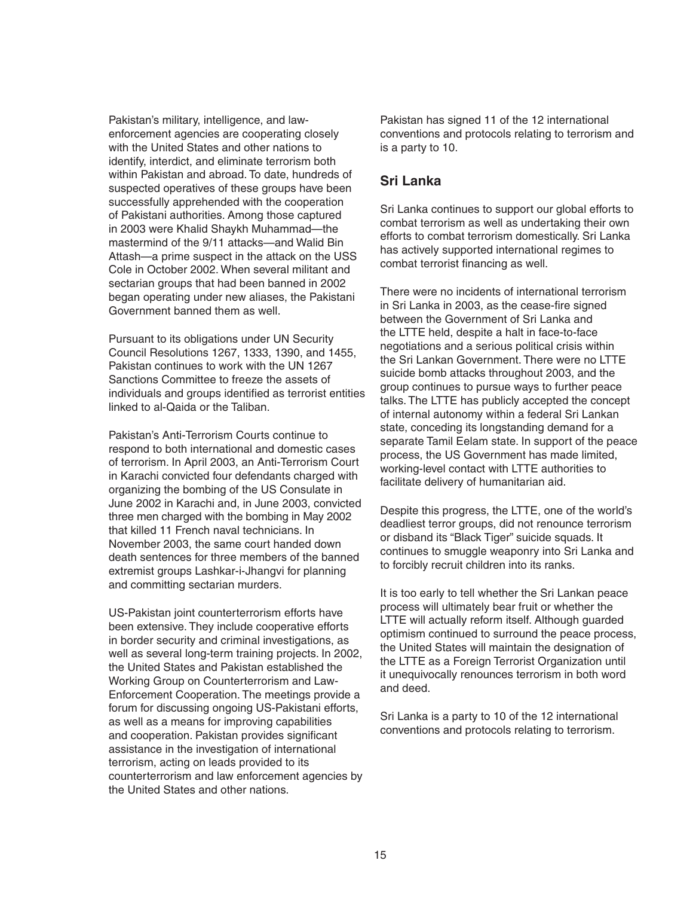Pakistan's military, intelligence, and law-enforcement agencies are cooperating closely with the United States and other nations to identify, interdict, and eliminate terrorism both within Pakistan and abroad. To date, hundreds of suspected operatives of these groups have been successfully apprehended with the cooperation of Pakistani authorities. Among those captured in 2003 were Khalid Shaykh Muhammad—the mastermind of the 9/11 attacks—and Walid Bin Attash—a prime suspect in the attack on the USS Cole in October 2002. When several militant and sectarian groups that had been banned in 2002 began operating under new aliases, the Pakistani Government banned them as well.

Pursuant to its obligations under UN Security Council Resolutions 1267, 1333, 1390, and 1455, Pakistan continues to work with the UN 1267 Sanctions Committee to freeze the assets of individuals and groups identified as terrorist entities linked to al-Qaida or the Taliban.

Pakistan's Anti-Terrorism Courts continue to respond to both international and domestic cases of terrorism. In April 2003, an Anti-Terrorism Court in Karachi convicted four defendants charged with organizing the bombing of the US Consulate in June 2002 in Karachi and, in June 2003, convicted three men charged with the bombing in May 2002 that killed 11 French naval technicians. In November 2003, the same court handed down death sentences for three members of the banned extremist groups Lashkar-i-Jhangvi for planning and committing sectarian murders.

US-Pakistan joint counterterrorism efforts have been extensive. They include cooperative efforts in border security and criminal investigations, as well as several long-term training projects. In 2002, the United States and Pakistan established the Working Group on Counterterrorism and Law-Enforcement Cooperation. The meetings provide a forum for discussing ongoing US-Pakistani efforts, as well as a means for improving capabilities and cooperation. Pakistan provides significant assistance in the investigation of international terrorism, acting on leads provided to its counterterrorism and law enforcement agencies by the United States and other nations.

Pakistan has signed 11 of the 12 international conventions and protocols relating to terrorism and is a party to 10.

## Sri Lanka

Sri Lanka continues to support our global efforts to combat terrorism as well as undertaking their own efforts to combat terrorism domestically. Sri Lanka has actively supported international regimes to combat terrorist financing as well.

There were no incidents of international terrorism in Sri Lanka in 2003, as the cease-fire signed between the Government of Sri Lanka and the LTTE held, despite a halt in face-to-face negotiations and a serious political crisis within the Sri Lankan Government. There were no LTTE suicide bomb attacks throughout 2003, and the group continues to pursue ways to further peace talks. The LTTE has publicly accepted the concept of internal autonomy within a federal Sri Lankan state, conceding its longstanding demand for a separate Tamil Eelam state. In support of the peace process, the US Government has made limited, working-level contact with LTTE authorities to facilitate delivery of humanitarian aid.

Despite this progress, the LTTE, one of the world's deadliest terror groups, did not renounce terrorism or disband its "Black Tiger" suicide squads. It continues to smuggle weaponry into Sri Lanka and to forcibly recruit children into its ranks.

It is too early to tell whether the Sri Lankan peace process will ultimately bear fruit or whether the LTTE will actually reform itself. Although guarded optimism continued to surround the peace process, the United States will maintain the designation of the LTTE as a Foreign Terrorist Organization until it unequivocally renounces terrorism in both word and deed.

Sri Lanka is a party to 10 of the 12 international conventions and protocols relating to terrorism.